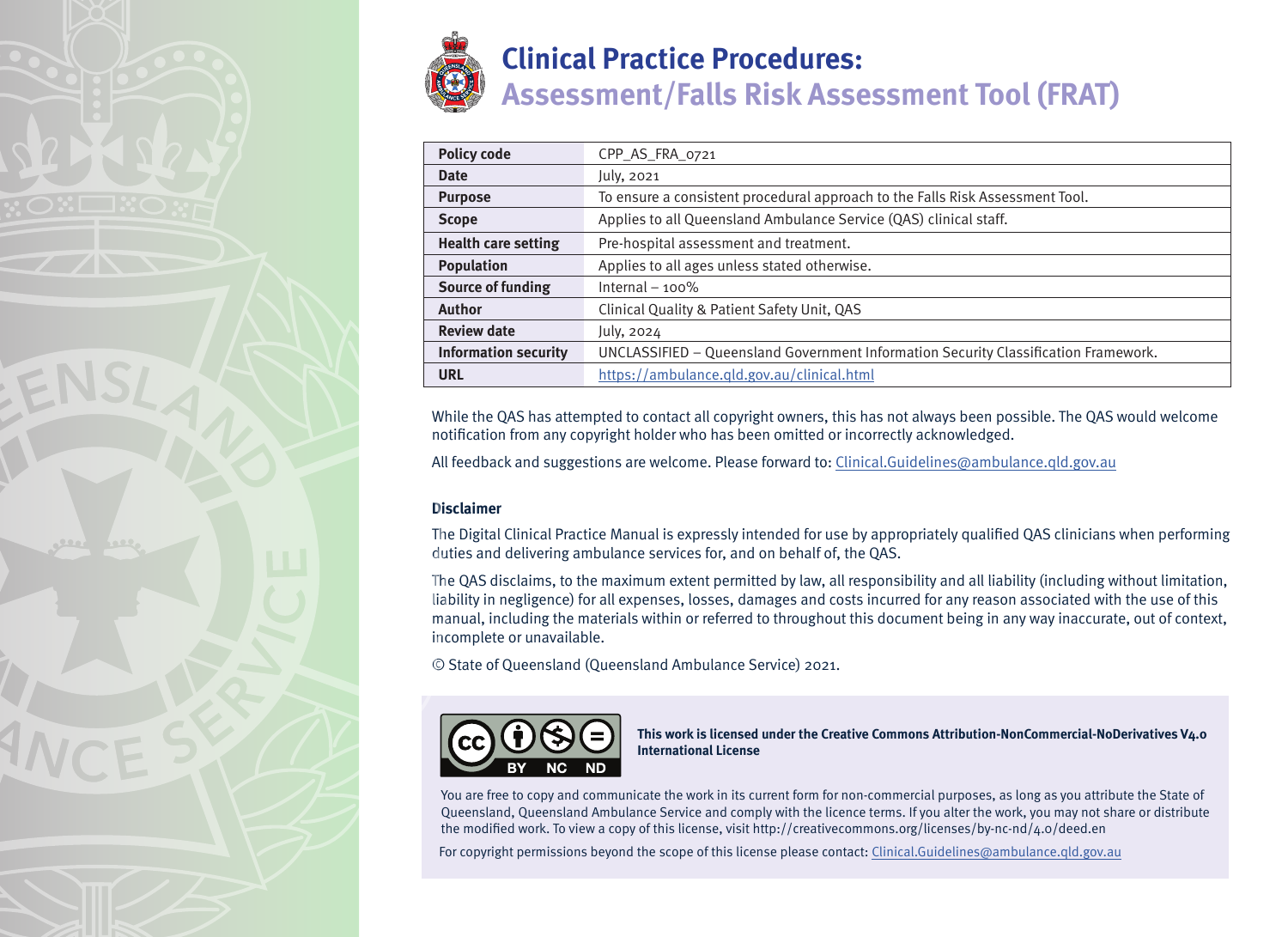# Clinical Practice Procedures: Assessment/Falls Risk Assessment Tool (FRAT)

| | |
|---|---|
| **Policy code** | CPP_AS_FRA_0721 |
| **Date** | July, 2021 |
| **Purpose** | To ensure a consistent procedural approach to the Falls Risk Assessment Tool. |
| **Scope** | Applies to all Queensland Ambulance Service (QAS) clinical staff. |
| **Health care setting** | Pre-hospital assessment and treatment. |
| **Population** | Applies to all ages unless stated otherwise. |
| **Source of funding** | Internal – 100% |
| **Author** | Clinical Quality & Patient Safety Unit, QAS |
| **Review date** | July, 2024 |
| **Information security** | UNCLASSIFIED – Queensland Government Information Security Classification Framework. |
| **URL** | https://ambulance.qld.gov.au/clinical.html |

While the QAS has attempted to contact all copyright owners, this has not always been possible. The QAS would welcome notification from any copyright holder who has been omitted or incorrectly acknowledged.

All feedback and suggestions are welcome. Please forward to: Clinical.Guidelines@ambulance.qld.gov.au

### Disclaimer

The Digital Clinical Practice Manual is expressly intended for use by appropriately qualified QAS clinicians when performing duties and delivering ambulance services for, and on behalf of, the QAS.

The QAS disclaims, to the maximum extent permitted by law, all responsibility and all liability (including without limitation, liability in negligence) for all expenses, losses, damages and costs incurred for any reason associated with the use of this manual, including the materials within or referred to throughout this document being in any way inaccurate, out of context, incomplete or unavailable.

© State of Queensland (Queensland Ambulance Service) 2021.

**This work is licensed under the Creative Commons Attribution-NonCommercial-NoDerivatives V4.0 International License**

You are free to copy and communicate the work in its current form for non-commercial purposes, as long as you attribute the State of Queensland, Queensland Ambulance Service and comply with the licence terms. If you alter the work, you may not share or distribute the modified work. To view a copy of this license, visit http://creativecommons.org/licenses/by-nc-nd/4.0/deed.en

For copyright permissions beyond the scope of this license please contact: Clinical.Guidelines@ambulance.qld.gov.au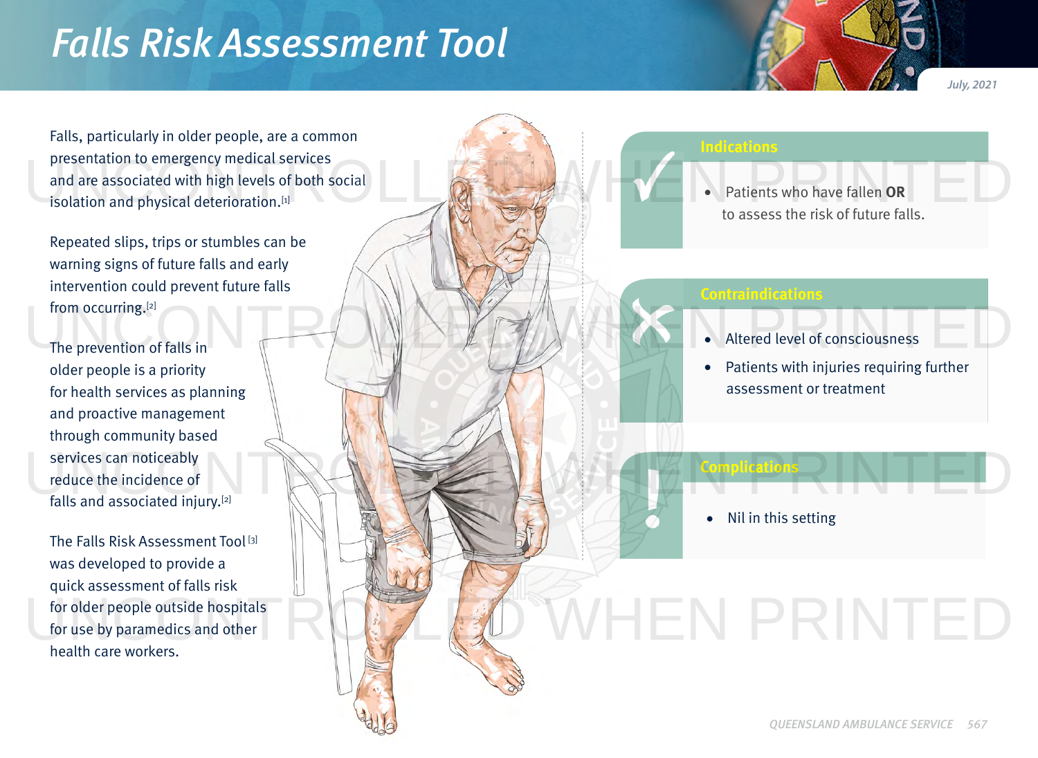# Falls Risk Assessment Tool

*July, 2021*

Falls, particularly in older people, are a common presentation to emergency medical services and are associated with high levels of both social isolation and physical deterioration.[1]

Repeated slips, trips or stumbles can be warning signs of future falls and early intervention could prevent future falls from occurring.[2]

The prevention of falls in older people is a priority for health services as planning and proactive management through community based services can noticeably reduce the incidence of falls and associated injury.[2]

The Falls Risk Assessment Tool[3] was developed to provide a quick assessment of falls risk for older people outside hospitals for use by paramedics and other health care workers.

## Indications

- Patients who have fallen **OR** to assess the risk of future falls.

## Contraindications

- Altered level of consciousness
- Patients with injuries requiring further assessment or treatment

## Complications

- Nil in this setting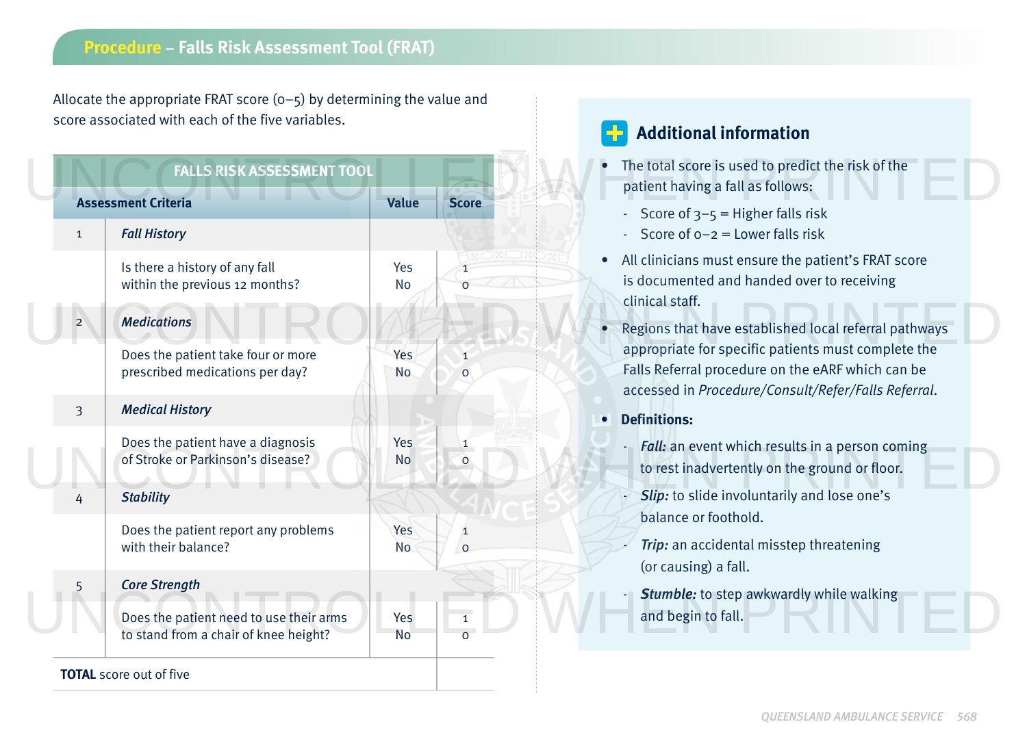## Procedure – Falls Risk Assessment Tool (FRAT)

Allocate the appropriate FRAT score (0–5) by determining the value and score associated with each of the five variables.

| FALLS RISK ASSESSMENT TOOL | | | |
|---|---|---|---|
| **Assessment Criteria** | | **Value** | **Score** |
| 1 | ***Fall History*** | | |
| | Is there a history of any fall within the previous 12 months? | Yes<br>No | 1<br>0 |
| 2 | ***Medications*** | | |
| | Does the patient take four or more prescribed medications per day? | Yes<br>No | 1<br>0 |
| 3 | ***Medical History*** | | |
| | Does the patient have a diagnosis of Stroke or Parkinson's disease? | Yes<br>No | 1<br>0 |
| 4 | ***Stability*** | | |
| | Does the patient report any problems with their balance? | Yes<br>No | 1<br>0 |
| 5 | ***Core Strength*** | | |
| | Does the patient need to use their arms to stand from a chair of knee height? | Yes<br>No | 1<br>0 |
| **TOTAL** score out of five | | | |

### Additional information

- The total score is used to predict the risk of the patient having a fall as follows:
  - Score of 3–5 = Higher falls risk
  - Score of 0–2 = Lower falls risk
- All clinicians must ensure the patient's FRAT score is documented and handed over to receiving clinical staff.
- Regions that have established local referral pathways appropriate for specific patients must complete the Falls Referral procedure on the eARF which can be accessed in *Procedure/Consult/Refer/Falls Referral*.
- **Definitions:**
  - ***Fall:*** an event which results in a person coming to rest inadvertently on the ground or floor.
  - ***Slip:*** to slide involuntarily and lose one's balance or foothold.
  - ***Trip:*** an accidental misstep threatening (or causing) a fall.
  - ***Stumble:*** to step awkwardly while walking and begin to fall.